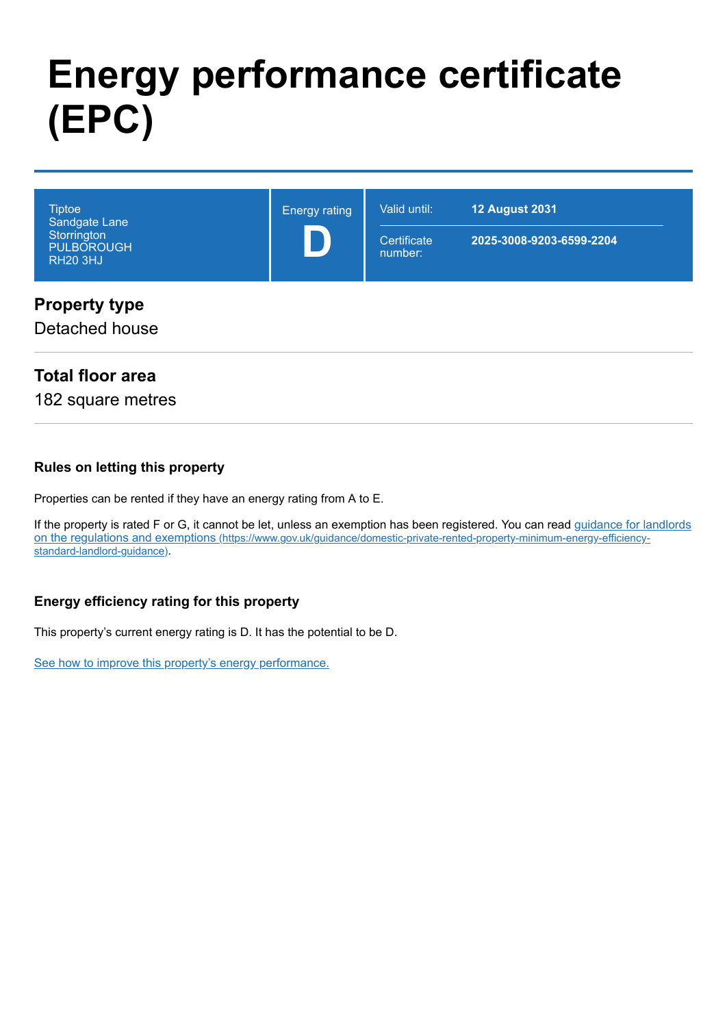# Energy performance certificate (EPC)

| Tiptoe<br>Sandgate Lane<br>Storrington<br>PULBOROUGH<br>RH20 3HJ | Energy rating<br>**D** | Valid until: | **12 August 2031** |
| --- | --- | --- | --- |
| | | Certificate number: | **2025-3008-9203-6599-2204** |

## Property type

Detached house

## Total floor area

182 square metres

### Rules on letting this property

Properties can be rented if they have an energy rating from A to E.

If the property is rated F or G, it cannot be let, unless an exemption has been registered. You can read [guidance for landlords on the regulations and exemptions (https://www.gov.uk/guidance/domestic-private-rented-property-minimum-energy-efficiency-standard-landlord-guidance)](https://www.gov.uk/guidance/domestic-private-rented-property-minimum-energy-efficiency-standard-landlord-guidance).

### Energy efficiency rating for this property

This property's current energy rating is D. It has the potential to be D.

[See how to improve this property's energy performance.](#)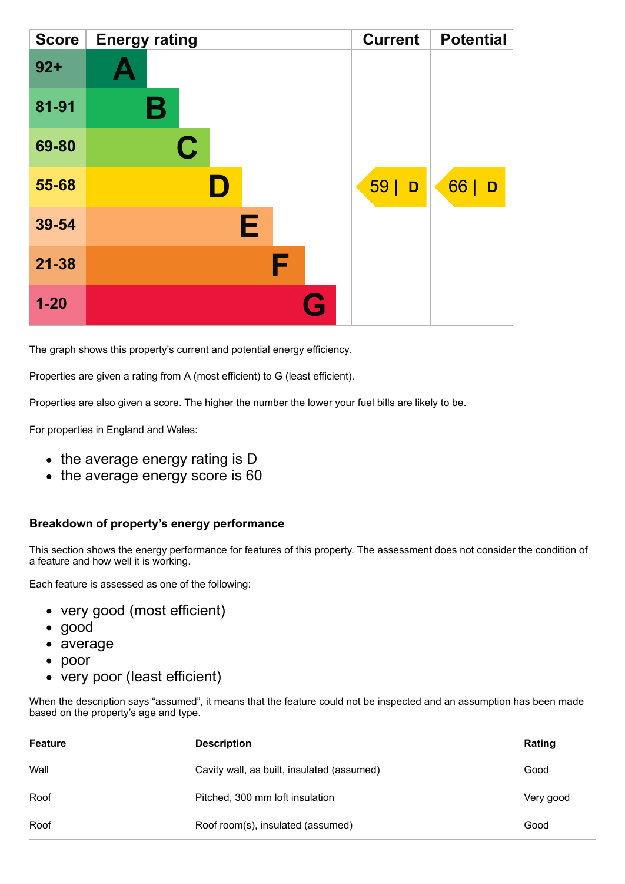| Score | Energy rating | Current | Potential |
|---|---|---|---|
| 92+ | A | | |
| 81-91 | B | | |
| 69-80 | C | | |
| 55-68 | D | 59 \| D | 66 \| D |
| 39-54 | E | | |
| 21-38 | F | | |
| 1-20 | G | | |

The graph shows this property's current and potential energy efficiency.

Properties are given a rating from A (most efficient) to G (least efficient).

Properties are also given a score. The higher the number the lower your fuel bills are likely to be.

For properties in England and Wales:

- the average energy rating is D
- the average energy score is 60

### Breakdown of property's energy performance

This section shows the energy performance for features of this property. The assessment does not consider the condition of a feature and how well it is working.

Each feature is assessed as one of the following:

- very good (most efficient)
- good
- average
- poor
- very poor (least efficient)

When the description says "assumed", it means that the feature could not be inspected and an assumption has been made based on the property's age and type.

| Feature | Description | Rating |
|---|---|---|
| Wall | Cavity wall, as built, insulated (assumed) | Good |
| Roof | Pitched, 300 mm loft insulation | Very good |
| Roof | Roof room(s), insulated (assumed) | Good |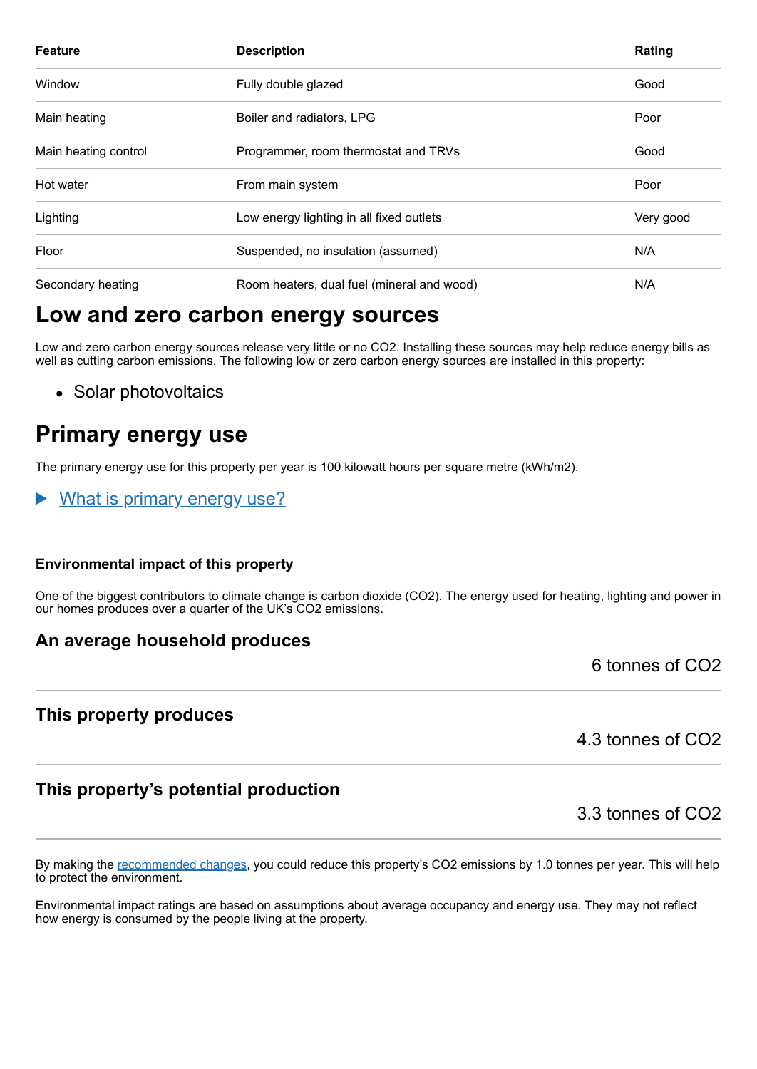| Feature | Description | Rating |
|---|---|---|
| Window | Fully double glazed | Good |
| Main heating | Boiler and radiators, LPG | Poor |
| Main heating control | Programmer, room thermostat and TRVs | Good |
| Hot water | From main system | Poor |
| Lighting | Low energy lighting in all fixed outlets | Very good |
| Floor | Suspended, no insulation (assumed) | N/A |
| Secondary heating | Room heaters, dual fuel (mineral and wood) | N/A |

# Low and zero carbon energy sources

Low and zero carbon energy sources release very little or no $CO_2$. Installing these sources may help reduce energy bills as well as cutting carbon emissions. The following low or zero carbon energy sources are installed in this property:

- Solar photovoltaics

# Primary energy use

The primary energy use for this property per year is 100 kilowatt hours per square metre (kWh/m2).

▶ What is primary energy use?

### Environmental impact of this property

One of the biggest contributors to climate change is carbon dioxide ($CO_2$). The energy used for heating, lighting and power in our homes produces over a quarter of the UK's $CO_2$ emissions.

## An average household produces

6 tonnes of $CO_2$

## This property produces

4.3 tonnes of $CO_2$

## This property's potential production

3.3 tonnes of $CO_2$

By making the recommended changes, you could reduce this property's $CO_2$ emissions by 1.0 tonnes per year. This will help to protect the environment.

Environmental impact ratings are based on assumptions about average occupancy and energy use. They may not reflect how energy is consumed by the people living at the property.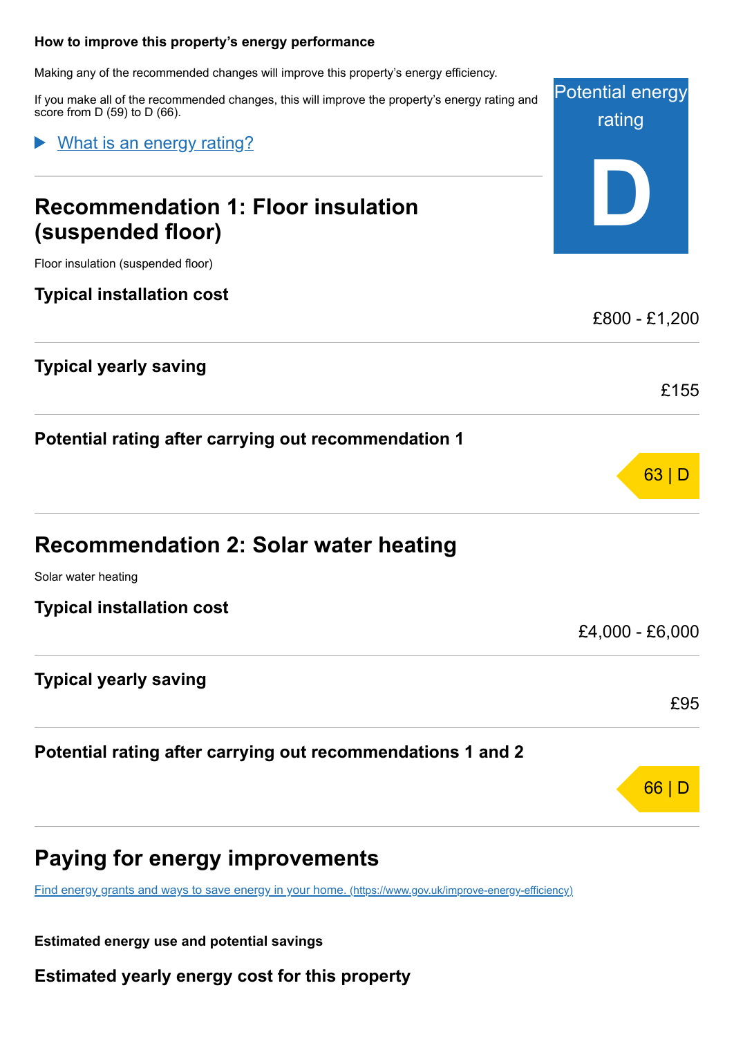### How to improve this property's energy performance

Making any of the recommended changes will improve this property's energy efficiency.

If you make all of the recommended changes, this will improve the property's energy rating and score from D (59) to D (66).

Potential energy rating

**D**

What is an energy rating?

## Recommendation 1: Floor insulation (suspended floor)

Floor insulation (suspended floor)

**Typical installation cost**

£800 - £1,200

**Typical yearly saving**

£155

**Potential rating after carrying out recommendation 1**

63 | D

## Recommendation 2: Solar water heating

Solar water heating

**Typical installation cost**

£4,000 - £6,000

**Typical yearly saving**

£95

**Potential rating after carrying out recommendations 1 and 2**

66 | D

## Paying for energy improvements

[Find energy grants and ways to save energy in your home. (https://www.gov.uk/improve-energy-efficiency)](https://www.gov.uk/improve-energy-efficiency)

### Estimated energy use and potential savings

**Estimated yearly energy cost for this property**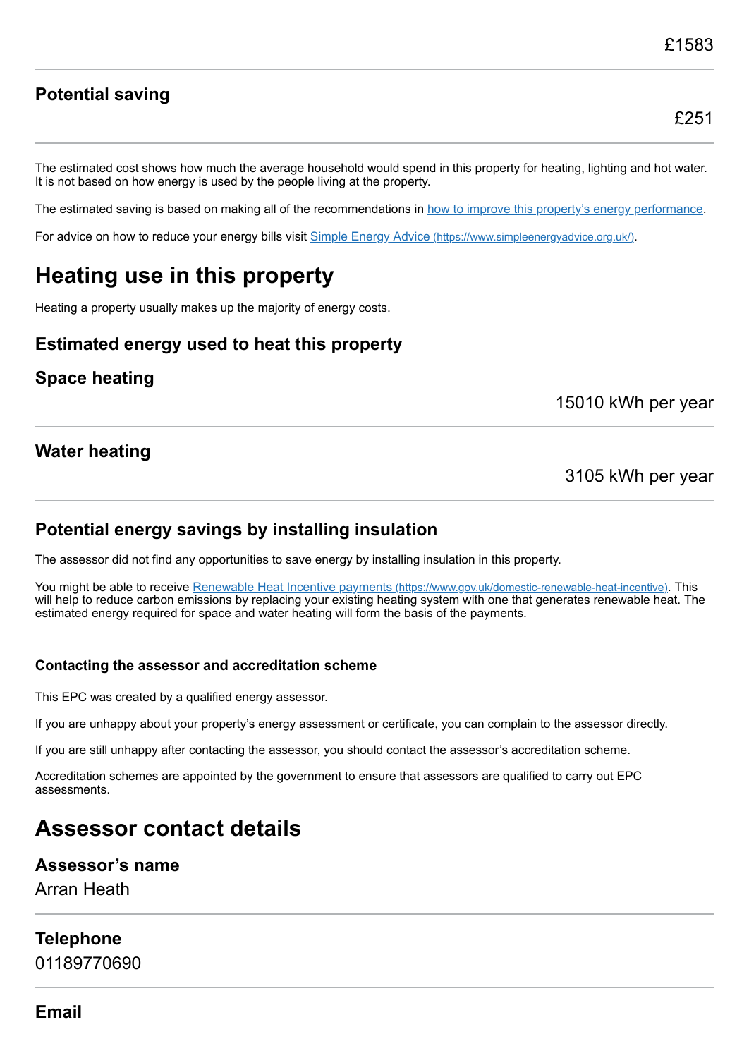£1583

### Potential saving

£251

The estimated cost shows how much the average household would spend in this property for heating, lighting and hot water. It is not based on how energy is used by the people living at the property.

The estimated saving is based on making all of the recommendations in [how to improve this property's energy performance](#).

For advice on how to reduce your energy bills visit [Simple Energy Advice (https://www.simpleenergyadvice.org.uk/)](https://www.simpleenergyadvice.org.uk/).

# Heating use in this property

Heating a property usually makes up the majority of energy costs.

### Estimated energy used to heat this property

### Space heating

15010 kWh per year

### Water heating

3105 kWh per year

### Potential energy savings by installing insulation

The assessor did not find any opportunities to save energy by installing insulation in this property.

You might be able to receive [Renewable Heat Incentive payments (https://www.gov.uk/domestic-renewable-heat-incentive)](https://www.gov.uk/domestic-renewable-heat-incentive). This will help to reduce carbon emissions by replacing your existing heating system with one that generates renewable heat. The estimated energy required for space and water heating will form the basis of the payments.

#### Contacting the assessor and accreditation scheme

This EPC was created by a qualified energy assessor.

If you are unhappy about your property's energy assessment or certificate, you can complain to the assessor directly.

If you are still unhappy after contacting the assessor, you should contact the assessor's accreditation scheme.

Accreditation schemes are appointed by the government to ensure that assessors are qualified to carry out EPC assessments.

# Assessor contact details

### Assessor's name

Arran Heath

### Telephone

01189770690

### Email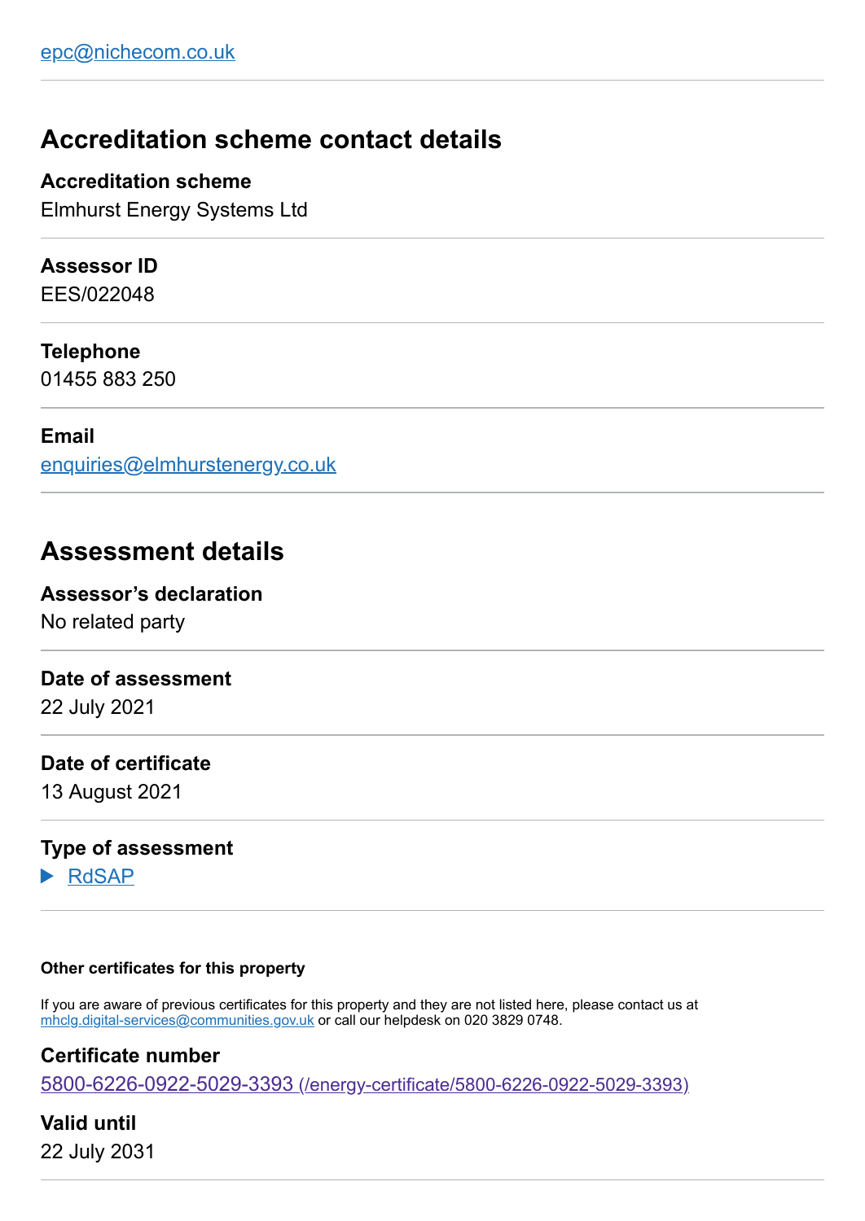epc@nichecom.co.uk

## Accreditation scheme contact details

**Accreditation scheme**

Elmhurst Energy Systems Ltd

**Assessor ID**

EES/022048

**Telephone**

01455 883 250

**Email**

enquiries@elmhurstenergy.co.uk

## Assessment details

**Assessor's declaration**

No related party

**Date of assessment**

22 July 2021

**Date of certificate**

13 August 2021

**Type of assessment**

▶ RdSAP

**Other certificates for this property**

If you are aware of previous certificates for this property and they are not listed here, please contact us at mhclg.digital-services@communities.gov.uk or call our helpdesk on 020 3829 0748.

**Certificate number**

5800-6226-0922-5029-3393 (/energy-certificate/5800-6226-0922-5029-3393)

**Valid until**

22 July 2031